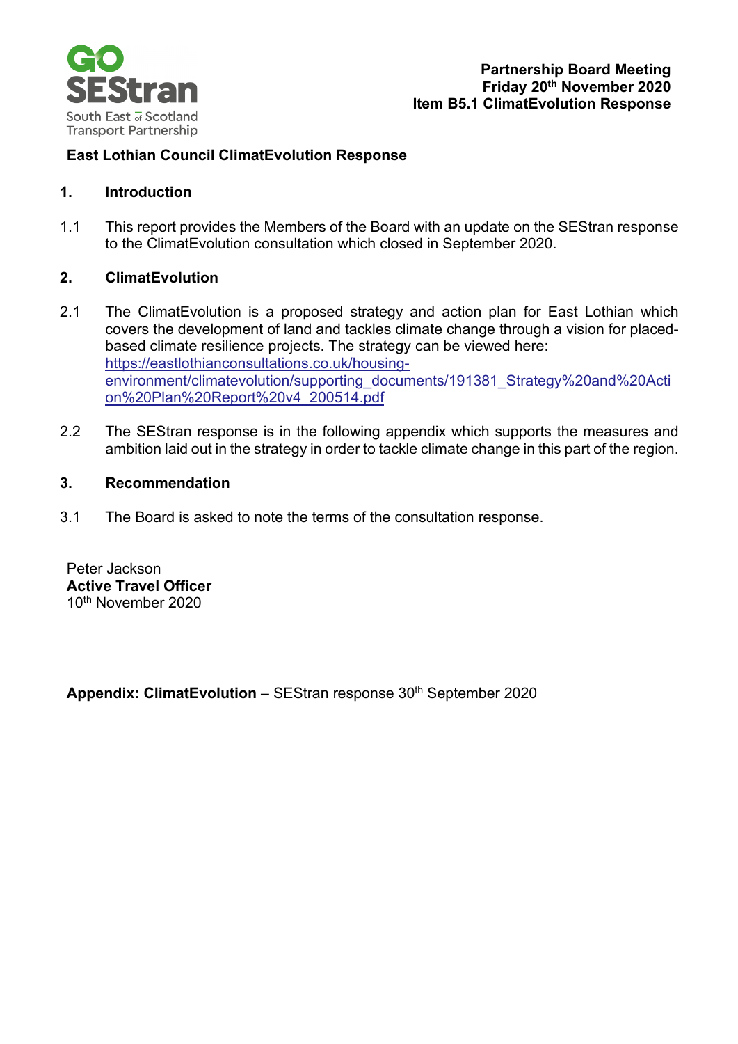**GO SEStran**
South East of Scotland Transport Partnership

**Partnership Board Meeting**
**Friday 20th November 2020**
**Item B5.1 ClimatEvolution Response**

# East Lothian Council ClimatEvolution Response

## 1. Introduction

1.1 This report provides the Members of the Board with an update on the SEStran response to the ClimatEvolution consultation which closed in September 2020.

## 2. ClimatEvolution

2.1 The ClimatEvolution is a proposed strategy and action plan for East Lothian which covers the development of land and tackles climate change through a vision for placed-based climate resilience projects. The strategy can be viewed here: https://eastlothianconsultations.co.uk/housing-environment/climatevolution/supporting_documents/191381_Strategy%20and%20Action%20Plan%20Report%20v4_200514.pdf

2.2 The SEStran response is in the following appendix which supports the measures and ambition laid out in the strategy in order to tackle climate change in this part of the region.

## 3. Recommendation

3.1 The Board is asked to note the terms of the consultation response.

Peter Jackson
**Active Travel Officer**
10th November 2020

**Appendix: ClimatEvolution** – SEStran response 30th September 2020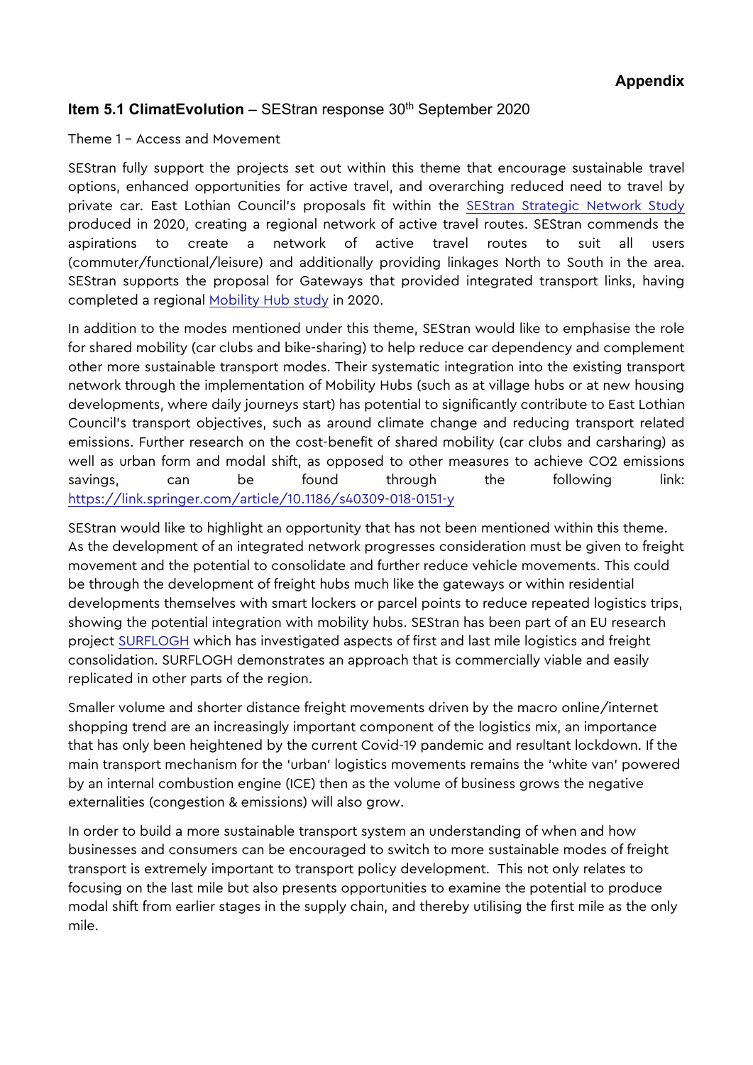**Appendix**

### **Item 5.1 ClimatEvolution** – SEStran response 30th September 2020

Theme 1 – Access and Movement

SEStran fully support the projects set out within this theme that encourage sustainable travel options, enhanced opportunities for active travel, and overarching reduced need to travel by private car. East Lothian Council's proposals fit within the SEStran Strategic Network Study produced in 2020, creating a regional network of active travel routes. SEStran commends the aspirations to create a network of active travel routes to suit all users (commuter/functional/leisure) and additionally providing linkages North to South in the area. SEStran supports the proposal for Gateways that provided integrated transport links, having completed a regional Mobility Hub study in 2020.

In addition to the modes mentioned under this theme, SEStran would like to emphasise the role for shared mobility (car clubs and bike-sharing) to help reduce car dependency and complement other more sustainable transport modes. Their systematic integration into the existing transport network through the implementation of Mobility Hubs (such as at village hubs or at new housing developments, where daily journeys start) has potential to significantly contribute to East Lothian Council's transport objectives, such as around climate change and reducing transport related emissions. Further research on the cost-benefit of shared mobility (car clubs and carsharing) as well as urban form and modal shift, as opposed to other measures to achieve CO2 emissions savings, can be found through the following link: https://link.springer.com/article/10.1186/s40309-018-0151-y

SEStran would like to highlight an opportunity that has not been mentioned within this theme. As the development of an integrated network progresses consideration must be given to freight movement and the potential to consolidate and further reduce vehicle movements. This could be through the development of freight hubs much like the gateways or within residential developments themselves with smart lockers or parcel points to reduce repeated logistics trips, showing the potential integration with mobility hubs. SEStran has been part of an EU research project SURFLOGH which has investigated aspects of first and last mile logistics and freight consolidation. SURFLOGH demonstrates an approach that is commercially viable and easily replicated in other parts of the region.

Smaller volume and shorter distance freight movements driven by the macro online/internet shopping trend are an increasingly important component of the logistics mix, an importance that has only been heightened by the current Covid-19 pandemic and resultant lockdown. If the main transport mechanism for the 'urban' logistics movements remains the 'white van' powered by an internal combustion engine (ICE) then as the volume of business grows the negative externalities (congestion & emissions) will also grow.

In order to build a more sustainable transport system an understanding of when and how businesses and consumers can be encouraged to switch to more sustainable modes of freight transport is extremely important to transport policy development. This not only relates to focusing on the last mile but also presents opportunities to examine the potential to produce modal shift from earlier stages in the supply chain, and thereby utilising the first mile as the only mile.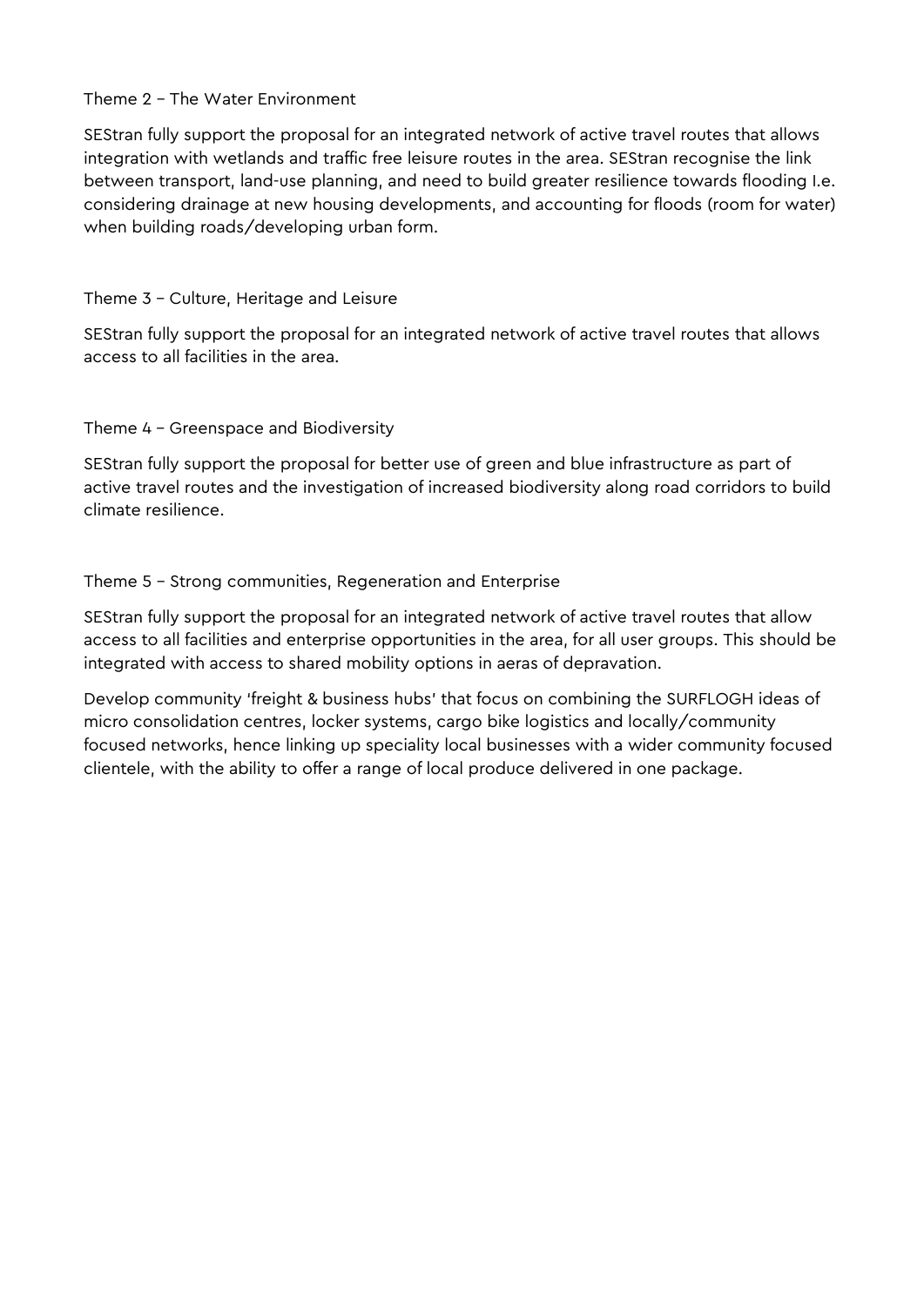Theme 2 – The Water Environment

SEStran fully support the proposal for an integrated network of active travel routes that allows integration with wetlands and traffic free leisure routes in the area. SEStran recognise the link between transport, land-use planning, and need to build greater resilience towards flooding I.e. considering drainage at new housing developments, and accounting for floods (room for water) when building roads/developing urban form.

Theme 3 – Culture, Heritage and Leisure

SEStran fully support the proposal for an integrated network of active travel routes that allows access to all facilities in the area.

Theme 4 – Greenspace and Biodiversity

SEStran fully support the proposal for better use of green and blue infrastructure as part of active travel routes and the investigation of increased biodiversity along road corridors to build climate resilience.

Theme 5 – Strong communities, Regeneration and Enterprise

SEStran fully support the proposal for an integrated network of active travel routes that allow access to all facilities and enterprise opportunities in the area, for all user groups. This should be integrated with access to shared mobility options in aeras of depravation.

Develop community 'freight & business hubs' that focus on combining the SURFLOGH ideas of micro consolidation centres, locker systems, cargo bike logistics and locally/community focused networks, hence linking up speciality local businesses with a wider community focused clientele, with the ability to offer a range of local produce delivered in one package.